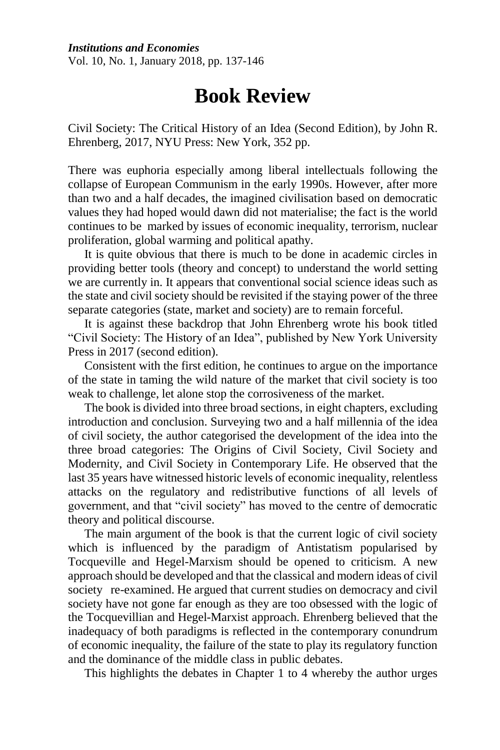# Book Review

Civil Society: The Critical History of an Idea (Second Edition), by John R. Ehrenberg, 2017, NYU Press: New York, 352 pp.

There was euphoria especially among liberal intellectuals following the collapse of European Communism in the early 1990s. However, after more than two and a half decades, the imagined civilisation based on democratic values they had hoped would dawn did not materialise; the fact is the world continues to be marked by issues of economic inequality, terrorism, nuclear proliferation, global warming and political apathy.

It is quite obvious that there is much to be done in academic circles in providing better tools (theory and concept) to understand the world setting we are currently in. It appears that conventional social science ideas such as the state and civil society should be revisited if the staying power of the three separate categories (state, market and society) are to remain forceful.

It is against these backdrop that John Ehrenberg wrote his book titled "Civil Society: The History of an Idea", published by New York University Press in 2017 (second edition).

Consistent with the first edition, he continues to argue on the importance of the state in taming the wild nature of the market that civil society is too weak to challenge, let alone stop the corrosiveness of the market.

The book is divided into three broad sections, in eight chapters, excluding introduction and conclusion. Surveying two and a half millennia of the idea of civil society, the author categorised the development of the idea into the three broad categories: The Origins of Civil Society, Civil Society and Modernity, and Civil Society in Contemporary Life. He observed that the last 35 years have witnessed historic levels of economic inequality, relentless attacks on the regulatory and redistributive functions of all levels of government, and that "civil society" has moved to the centre of democratic theory and political discourse.

The main argument of the book is that the current logic of civil society which is influenced by the paradigm of Antistatism popularised by Tocqueville and Hegel-Marxism should be opened to criticism. A new approach should be developed and that the classical and modern ideas of civil society re-examined. He argued that current studies on democracy and civil society have not gone far enough as they are too obsessed with the logic of the Tocquevillian and Hegel-Marxist approach. Ehrenberg believed that the inadequacy of both paradigms is reflected in the contemporary conundrum of economic inequality, the failure of the state to play its regulatory function and the dominance of the middle class in public debates.

This highlights the debates in Chapter 1 to 4 whereby the author urges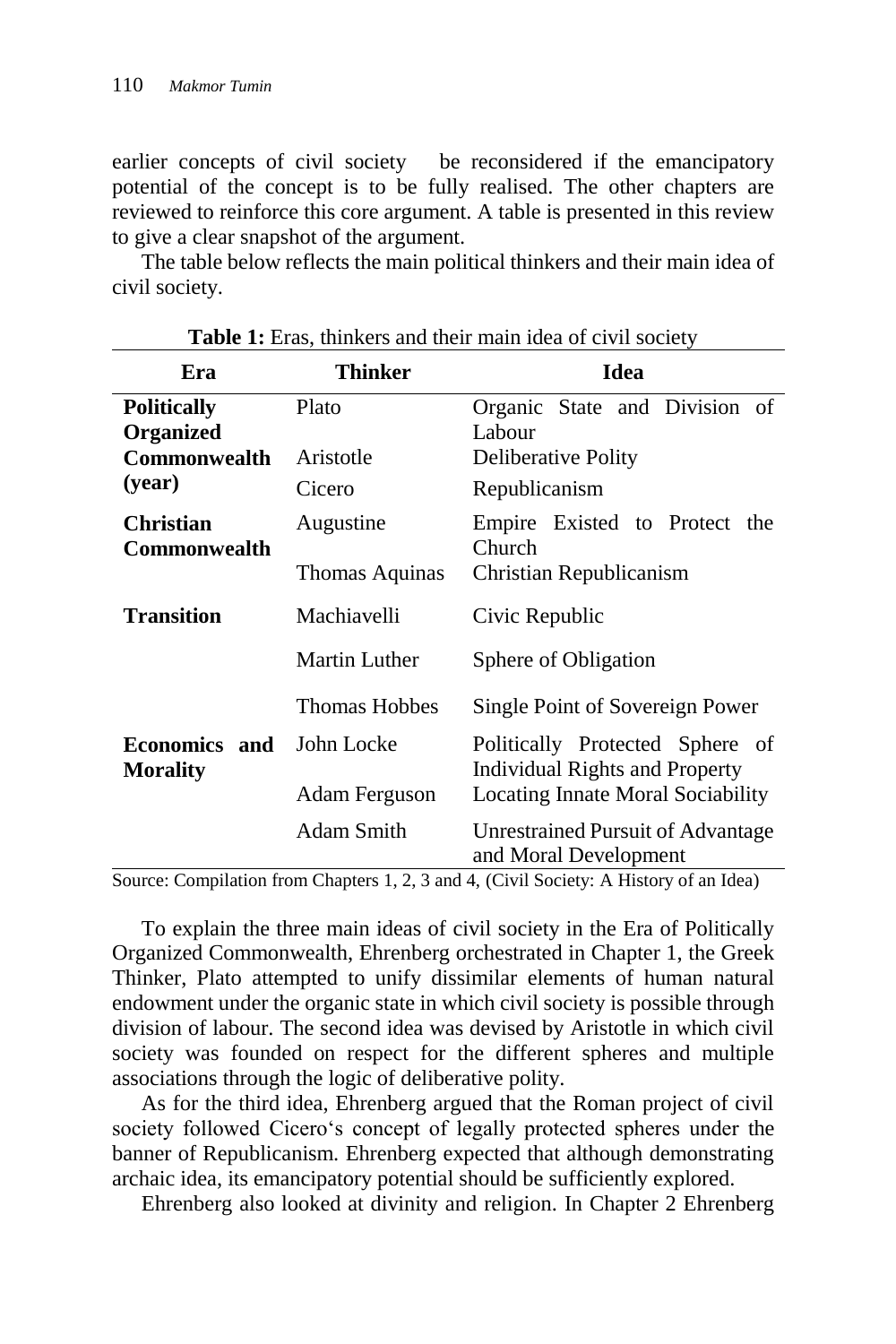earlier concepts of civil society be reconsidered if the emancipatory potential of the concept is to be fully realised. The other chapters are reviewed to reinforce this core argument. A table is presented in this review to give a clear snapshot of the argument.

The table below reflects the main political thinkers and their main idea of civil society.

**Table 1:** Eras, thinkers and their main idea of civil society

| Era | Thinker | Idea |
|---|---|---|
| **Politically Organized Commonwealth (year)** | Plato | Organic State and Division of Labour |
| | Aristotle | Deliberative Polity |
| | Cicero | Republicanism |
| **Christian Commonwealth** | Augustine | Empire Existed to Protect the Church |
| | Thomas Aquinas | Christian Republicanism |
| **Transition** | Machiavelli | Civic Republic |
| | Martin Luther | Sphere of Obligation |
| | Thomas Hobbes | Single Point of Sovereign Power |
| **Economics and Morality** | John Locke | Politically Protected Sphere of Individual Rights and Property |
| | Adam Ferguson | Locating Innate Moral Sociability |
| | Adam Smith | Unrestrained Pursuit of Advantage and Moral Development |

Source: Compilation from Chapters 1, 2, 3 and 4, (Civil Society: A History of an Idea)

To explain the three main ideas of civil society in the Era of Politically Organized Commonwealth, Ehrenberg orchestrated in Chapter 1, the Greek Thinker, Plato attempted to unify dissimilar elements of human natural endowment under the organic state in which civil society is possible through division of labour. The second idea was devised by Aristotle in which civil society was founded on respect for the different spheres and multiple associations through the logic of deliberative polity.

As for the third idea, Ehrenberg argued that the Roman project of civil society followed Cicero's concept of legally protected spheres under the banner of Republicanism. Ehrenberg expected that although demonstrating archaic idea, its emancipatory potential should be sufficiently explored.

Ehrenberg also looked at divinity and religion. In Chapter 2 Ehrenberg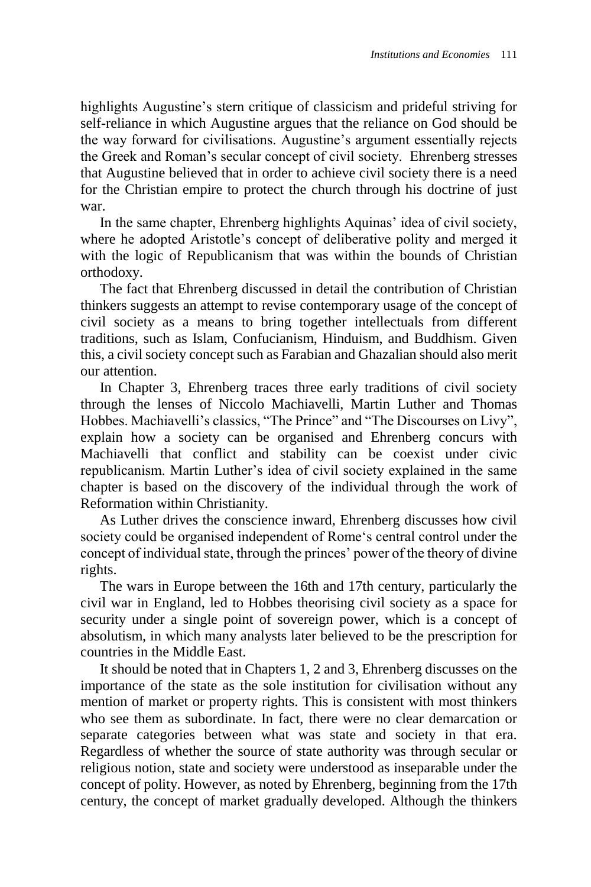highlights Augustine's stern critique of classicism and prideful striving for self-reliance in which Augustine argues that the reliance on God should be the way forward for civilisations. Augustine's argument essentially rejects the Greek and Roman's secular concept of civil society. Ehrenberg stresses that Augustine believed that in order to achieve civil society there is a need for the Christian empire to protect the church through his doctrine of just war.

In the same chapter, Ehrenberg highlights Aquinas' idea of civil society, where he adopted Aristotle's concept of deliberative polity and merged it with the logic of Republicanism that was within the bounds of Christian orthodoxy.

The fact that Ehrenberg discussed in detail the contribution of Christian thinkers suggests an attempt to revise contemporary usage of the concept of civil society as a means to bring together intellectuals from different traditions, such as Islam, Confucianism, Hinduism, and Buddhism. Given this, a civil society concept such as Farabian and Ghazalian should also merit our attention.

In Chapter 3, Ehrenberg traces three early traditions of civil society through the lenses of Niccolo Machiavelli, Martin Luther and Thomas Hobbes. Machiavelli's classics, "The Prince" and "The Discourses on Livy", explain how a society can be organised and Ehrenberg concurs with Machiavelli that conflict and stability can be coexist under civic republicanism. Martin Luther's idea of civil society explained in the same chapter is based on the discovery of the individual through the work of Reformation within Christianity.

As Luther drives the conscience inward, Ehrenberg discusses how civil society could be organised independent of Rome's central control under the concept of individual state, through the princes' power of the theory of divine rights.

The wars in Europe between the 16th and 17th century, particularly the civil war in England, led to Hobbes theorising civil society as a space for security under a single point of sovereign power, which is a concept of absolutism, in which many analysts later believed to be the prescription for countries in the Middle East.

It should be noted that in Chapters 1, 2 and 3, Ehrenberg discusses on the importance of the state as the sole institution for civilisation without any mention of market or property rights. This is consistent with most thinkers who see them as subordinate. In fact, there were no clear demarcation or separate categories between what was state and society in that era. Regardless of whether the source of state authority was through secular or religious notion, state and society were understood as inseparable under the concept of polity. However, as noted by Ehrenberg, beginning from the 17th century, the concept of market gradually developed. Although the thinkers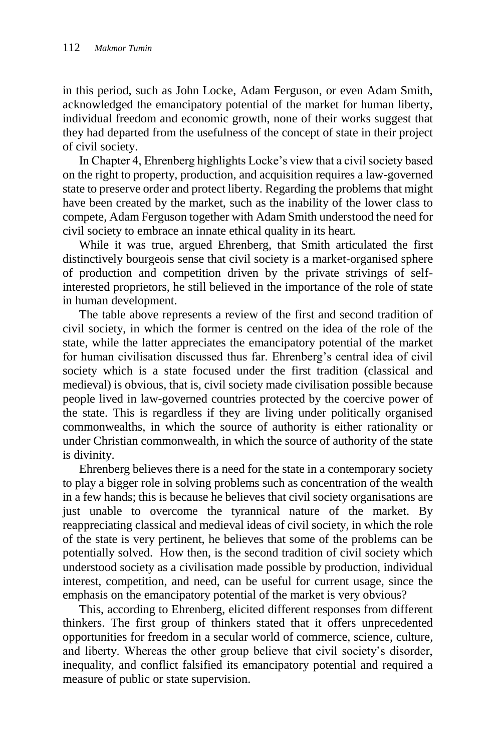in this period, such as John Locke, Adam Ferguson, or even Adam Smith, acknowledged the emancipatory potential of the market for human liberty, individual freedom and economic growth, none of their works suggest that they had departed from the usefulness of the concept of state in their project of civil society.

In Chapter 4, Ehrenberg highlights Locke's view that a civil society based on the right to property, production, and acquisition requires a law-governed state to preserve order and protect liberty. Regarding the problems that might have been created by the market, such as the inability of the lower class to compete, Adam Ferguson together with Adam Smith understood the need for civil society to embrace an innate ethical quality in its heart.

While it was true, argued Ehrenberg, that Smith articulated the first distinctively bourgeois sense that civil society is a market-organised sphere of production and competition driven by the private strivings of self-interested proprietors, he still believed in the importance of the role of state in human development.

The table above represents a review of the first and second tradition of civil society, in which the former is centred on the idea of the role of the state, while the latter appreciates the emancipatory potential of the market for human civilisation discussed thus far. Ehrenberg's central idea of civil society which is a state focused under the first tradition (classical and medieval) is obvious, that is, civil society made civilisation possible because people lived in law-governed countries protected by the coercive power of the state. This is regardless if they are living under politically organised commonwealths, in which the source of authority is either rationality or under Christian commonwealth, in which the source of authority of the state is divinity.

Ehrenberg believes there is a need for the state in a contemporary society to play a bigger role in solving problems such as concentration of the wealth in a few hands; this is because he believes that civil society organisations are just unable to overcome the tyrannical nature of the market. By reappreciating classical and medieval ideas of civil society, in which the role of the state is very pertinent, he believes that some of the problems can be potentially solved. How then, is the second tradition of civil society which understood society as a civilisation made possible by production, individual interest, competition, and need, can be useful for current usage, since the emphasis on the emancipatory potential of the market is very obvious?

This, according to Ehrenberg, elicited different responses from different thinkers. The first group of thinkers stated that it offers unprecedented opportunities for freedom in a secular world of commerce, science, culture, and liberty. Whereas the other group believe that civil society's disorder, inequality, and conflict falsified its emancipatory potential and required a measure of public or state supervision.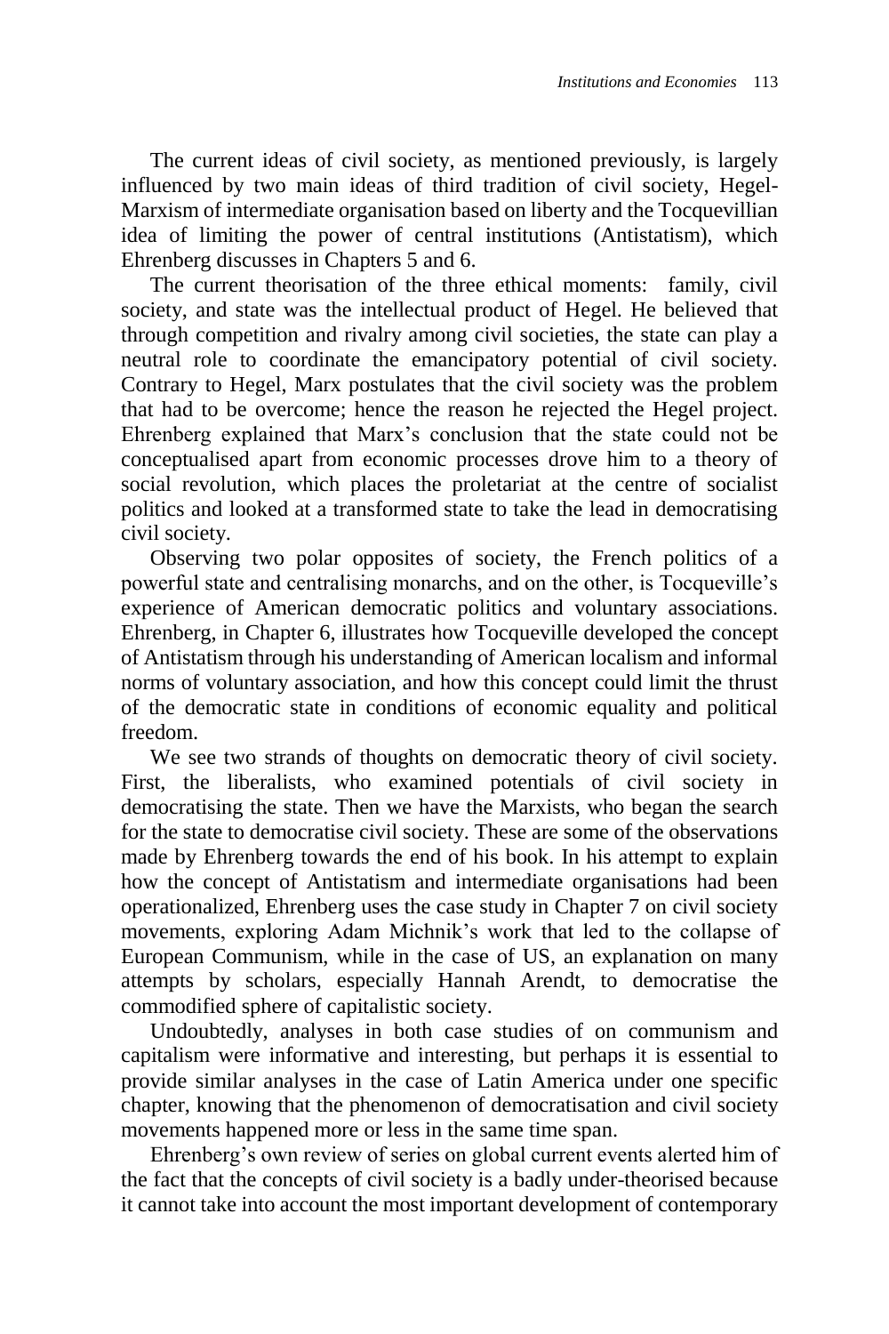The current ideas of civil society, as mentioned previously, is largely influenced by two main ideas of third tradition of civil society, Hegel-Marxism of intermediate organisation based on liberty and the Tocquevillian idea of limiting the power of central institutions (Antistatism), which Ehrenberg discusses in Chapters 5 and 6.

The current theorisation of the three ethical moments: family, civil society, and state was the intellectual product of Hegel. He believed that through competition and rivalry among civil societies, the state can play a neutral role to coordinate the emancipatory potential of civil society. Contrary to Hegel, Marx postulates that the civil society was the problem that had to be overcome; hence the reason he rejected the Hegel project. Ehrenberg explained that Marx's conclusion that the state could not be conceptualised apart from economic processes drove him to a theory of social revolution, which places the proletariat at the centre of socialist politics and looked at a transformed state to take the lead in democratising civil society.

Observing two polar opposites of society, the French politics of a powerful state and centralising monarchs, and on the other, is Tocqueville's experience of American democratic politics and voluntary associations. Ehrenberg, in Chapter 6, illustrates how Tocqueville developed the concept of Antistatism through his understanding of American localism and informal norms of voluntary association, and how this concept could limit the thrust of the democratic state in conditions of economic equality and political freedom.

We see two strands of thoughts on democratic theory of civil society. First, the liberalists, who examined potentials of civil society in democratising the state. Then we have the Marxists, who began the search for the state to democratise civil society. These are some of the observations made by Ehrenberg towards the end of his book. In his attempt to explain how the concept of Antistatism and intermediate organisations had been operationalized, Ehrenberg uses the case study in Chapter 7 on civil society movements, exploring Adam Michnik's work that led to the collapse of European Communism, while in the case of US, an explanation on many attempts by scholars, especially Hannah Arendt, to democratise the commodified sphere of capitalistic society.

Undoubtedly, analyses in both case studies of on communism and capitalism were informative and interesting, but perhaps it is essential to provide similar analyses in the case of Latin America under one specific chapter, knowing that the phenomenon of democratisation and civil society movements happened more or less in the same time span.

Ehrenberg's own review of series on global current events alerted him of the fact that the concepts of civil society is a badly under-theorised because it cannot take into account the most important development of contemporary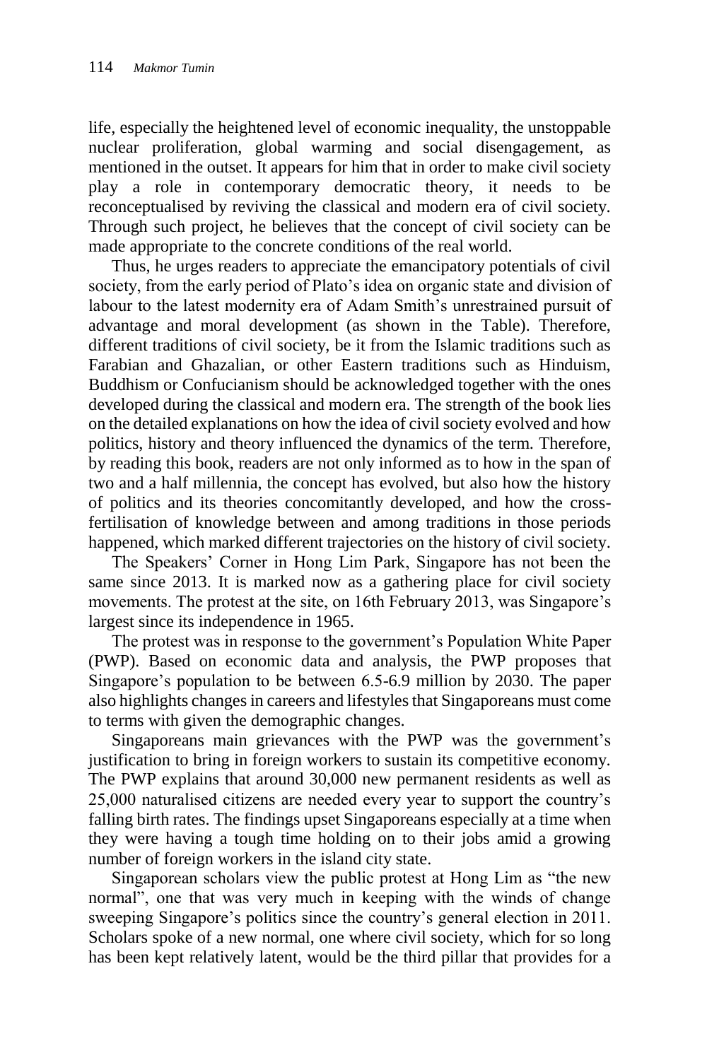life, especially the heightened level of economic inequality, the unstoppable nuclear proliferation, global warming and social disengagement, as mentioned in the outset. It appears for him that in order to make civil society play a role in contemporary democratic theory, it needs to be reconceptualised by reviving the classical and modern era of civil society. Through such project, he believes that the concept of civil society can be made appropriate to the concrete conditions of the real world.

Thus, he urges readers to appreciate the emancipatory potentials of civil society, from the early period of Plato's idea on organic state and division of labour to the latest modernity era of Adam Smith's unrestrained pursuit of advantage and moral development (as shown in the Table). Therefore, different traditions of civil society, be it from the Islamic traditions such as Farabian and Ghazalian, or other Eastern traditions such as Hinduism, Buddhism or Confucianism should be acknowledged together with the ones developed during the classical and modern era. The strength of the book lies on the detailed explanations on how the idea of civil society evolved and how politics, history and theory influenced the dynamics of the term. Therefore, by reading this book, readers are not only informed as to how in the span of two and a half millennia, the concept has evolved, but also how the history of politics and its theories concomitantly developed, and how the cross-fertilisation of knowledge between and among traditions in those periods happened, which marked different trajectories on the history of civil society.

The Speakers' Corner in Hong Lim Park, Singapore has not been the same since 2013. It is marked now as a gathering place for civil society movements. The protest at the site, on 16th February 2013, was Singapore's largest since its independence in 1965.

The protest was in response to the government's Population White Paper (PWP). Based on economic data and analysis, the PWP proposes that Singapore's population to be between 6.5-6.9 million by 2030. The paper also highlights changes in careers and lifestyles that Singaporeans must come to terms with given the demographic changes.

Singaporeans main grievances with the PWP was the government's justification to bring in foreign workers to sustain its competitive economy. The PWP explains that around 30,000 new permanent residents as well as 25,000 naturalised citizens are needed every year to support the country's falling birth rates. The findings upset Singaporeans especially at a time when they were having a tough time holding on to their jobs amid a growing number of foreign workers in the island city state.

Singaporean scholars view the public protest at Hong Lim as "the new normal", one that was very much in keeping with the winds of change sweeping Singapore's politics since the country's general election in 2011. Scholars spoke of a new normal, one where civil society, which for so long has been kept relatively latent, would be the third pillar that provides for a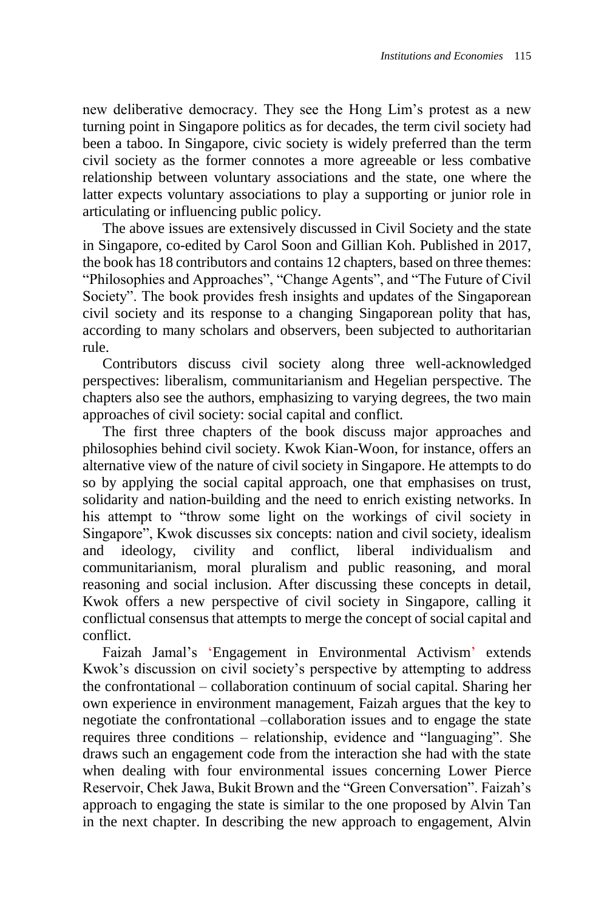new deliberative democracy. They see the Hong Lim's protest as a new turning point in Singapore politics as for decades, the term civil society had been a taboo. In Singapore, civic society is widely preferred than the term civil society as the former connotes a more agreeable or less combative relationship between voluntary associations and the state, one where the latter expects voluntary associations to play a supporting or junior role in articulating or influencing public policy.

The above issues are extensively discussed in Civil Society and the state in Singapore, co-edited by Carol Soon and Gillian Koh. Published in 2017, the book has 18 contributors and contains 12 chapters, based on three themes: "Philosophies and Approaches", "Change Agents", and "The Future of Civil Society". The book provides fresh insights and updates of the Singaporean civil society and its response to a changing Singaporean polity that has, according to many scholars and observers, been subjected to authoritarian rule.

Contributors discuss civil society along three well-acknowledged perspectives: liberalism, communitarianism and Hegelian perspective. The chapters also see the authors, emphasizing to varying degrees, the two main approaches of civil society: social capital and conflict.

The first three chapters of the book discuss major approaches and philosophies behind civil society. Kwok Kian-Woon, for instance, offers an alternative view of the nature of civil society in Singapore. He attempts to do so by applying the social capital approach, one that emphasises on trust, solidarity and nation-building and the need to enrich existing networks. In his attempt to "throw some light on the workings of civil society in Singapore", Kwok discusses six concepts: nation and civil society, idealism and ideology, civility and conflict, liberal individualism and communitarianism, moral pluralism and public reasoning, and moral reasoning and social inclusion. After discussing these concepts in detail, Kwok offers a new perspective of civil society in Singapore, calling it conflictual consensus that attempts to merge the concept of social capital and conflict.

Faizah Jamal's 'Engagement in Environmental Activism' extends Kwok's discussion on civil society's perspective by attempting to address the confrontational – collaboration continuum of social capital. Sharing her own experience in environment management, Faizah argues that the key to negotiate the confrontational –collaboration issues and to engage the state requires three conditions – relationship, evidence and "languaging". She draws such an engagement code from the interaction she had with the state when dealing with four environmental issues concerning Lower Pierce Reservoir, Chek Jawa, Bukit Brown and the "Green Conversation". Faizah's approach to engaging the state is similar to the one proposed by Alvin Tan in the next chapter. In describing the new approach to engagement, Alvin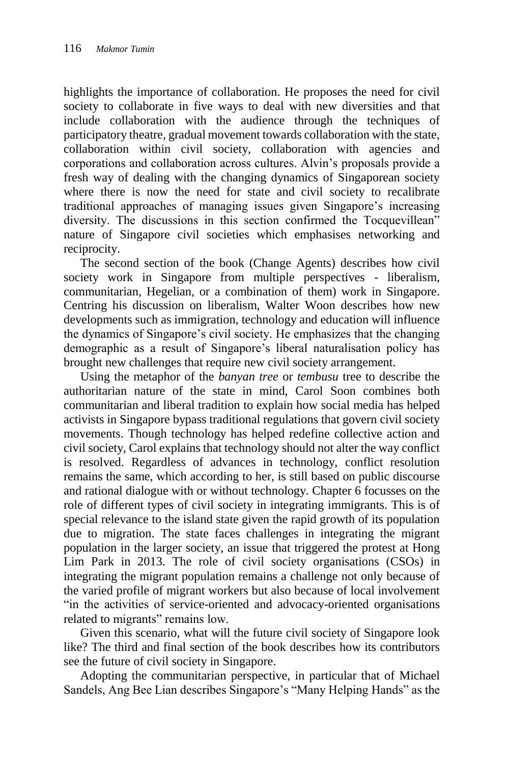highlights the importance of collaboration. He proposes the need for civil society to collaborate in five ways to deal with new diversities and that include collaboration with the audience through the techniques of participatory theatre, gradual movement towards collaboration with the state, collaboration within civil society, collaboration with agencies and corporations and collaboration across cultures. Alvin's proposals provide a fresh way of dealing with the changing dynamics of Singaporean society where there is now the need for state and civil society to recalibrate traditional approaches of managing issues given Singapore's increasing diversity. The discussions in this section confirmed the Tocquevillean" nature of Singapore civil societies which emphasises networking and reciprocity.

The second section of the book (Change Agents) describes how civil society work in Singapore from multiple perspectives - liberalism, communitarian, Hegelian, or a combination of them) work in Singapore. Centring his discussion on liberalism, Walter Woon describes how new developments such as immigration, technology and education will influence the dynamics of Singapore's civil society. He emphasizes that the changing demographic as a result of Singapore's liberal naturalisation policy has brought new challenges that require new civil society arrangement.

Using the metaphor of the *banyan tree* or *tembusu* tree to describe the authoritarian nature of the state in mind, Carol Soon combines both communitarian and liberal tradition to explain how social media has helped activists in Singapore bypass traditional regulations that govern civil society movements. Though technology has helped redefine collective action and civil society, Carol explains that technology should not alter the way conflict is resolved. Regardless of advances in technology, conflict resolution remains the same, which according to her, is still based on public discourse and rational dialogue with or without technology. Chapter 6 focusses on the role of different types of civil society in integrating immigrants. This is of special relevance to the island state given the rapid growth of its population due to migration. The state faces challenges in integrating the migrant population in the larger society, an issue that triggered the protest at Hong Lim Park in 2013. The role of civil society organisations (CSOs) in integrating the migrant population remains a challenge not only because of the varied profile of migrant workers but also because of local involvement "in the activities of service-oriented and advocacy-oriented organisations related to migrants" remains low.

Given this scenario, what will the future civil society of Singapore look like? The third and final section of the book describes how its contributors see the future of civil society in Singapore.

Adopting the communitarian perspective, in particular that of Michael Sandels, Ang Bee Lian describes Singapore's "Many Helping Hands" as the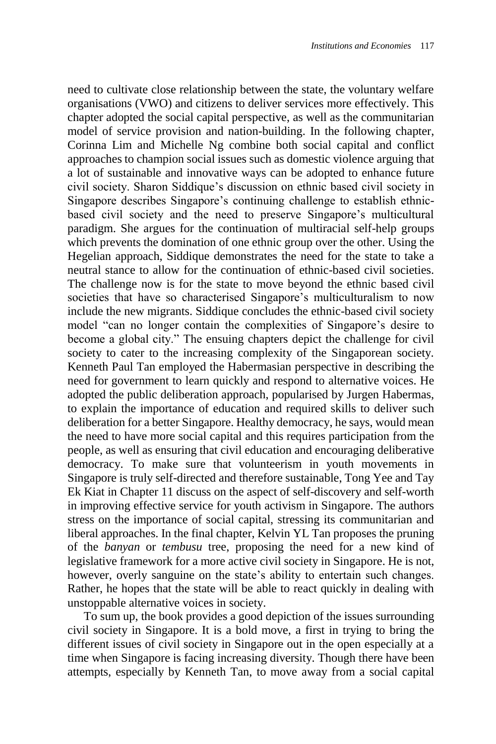need to cultivate close relationship between the state, the voluntary welfare organisations (VWO) and citizens to deliver services more effectively. This chapter adopted the social capital perspective, as well as the communitarian model of service provision and nation-building. In the following chapter, Corinna Lim and Michelle Ng combine both social capital and conflict approaches to champion social issues such as domestic violence arguing that a lot of sustainable and innovative ways can be adopted to enhance future civil society. Sharon Siddique's discussion on ethnic based civil society in Singapore describes Singapore's continuing challenge to establish ethnic-based civil society and the need to preserve Singapore's multicultural paradigm. She argues for the continuation of multiracial self-help groups which prevents the domination of one ethnic group over the other. Using the Hegelian approach, Siddique demonstrates the need for the state to take a neutral stance to allow for the continuation of ethnic-based civil societies. The challenge now is for the state to move beyond the ethnic based civil societies that have so characterised Singapore's multiculturalism to now include the new migrants. Siddique concludes the ethnic-based civil society model "can no longer contain the complexities of Singapore's desire to become a global city." The ensuing chapters depict the challenge for civil society to cater to the increasing complexity of the Singaporean society. Kenneth Paul Tan employed the Habermasian perspective in describing the need for government to learn quickly and respond to alternative voices. He adopted the public deliberation approach, popularised by Jurgen Habermas, to explain the importance of education and required skills to deliver such deliberation for a better Singapore. Healthy democracy, he says, would mean the need to have more social capital and this requires participation from the people, as well as ensuring that civil education and encouraging deliberative democracy. To make sure that volunteerism in youth movements in Singapore is truly self-directed and therefore sustainable, Tong Yee and Tay Ek Kiat in Chapter 11 discuss on the aspect of self-discovery and self-worth in improving effective service for youth activism in Singapore. The authors stress on the importance of social capital, stressing its communitarian and liberal approaches. In the final chapter, Kelvin YL Tan proposes the pruning of the *banyan* or *tembusu* tree, proposing the need for a new kind of legislative framework for a more active civil society in Singapore. He is not, however, overly sanguine on the state's ability to entertain such changes. Rather, he hopes that the state will be able to react quickly in dealing with unstoppable alternative voices in society.

To sum up, the book provides a good depiction of the issues surrounding civil society in Singapore. It is a bold move, a first in trying to bring the different issues of civil society in Singapore out in the open especially at a time when Singapore is facing increasing diversity. Though there have been attempts, especially by Kenneth Tan, to move away from a social capital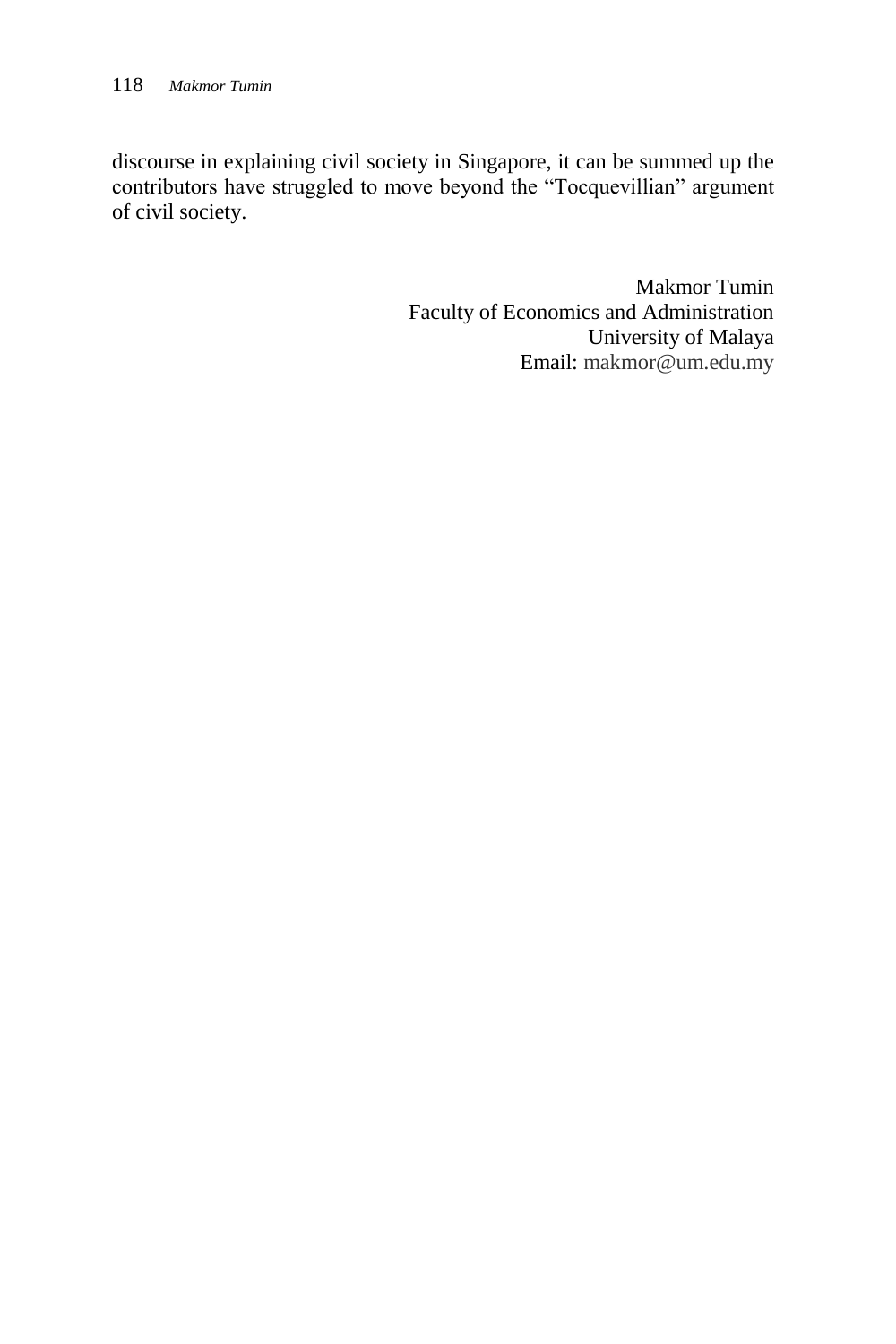discourse in explaining civil society in Singapore, it can be summed up the contributors have struggled to move beyond the "Tocquevillian" argument of civil society.

Makmor Tumin
Faculty of Economics and Administration
University of Malaya
Email: makmor@um.edu.my